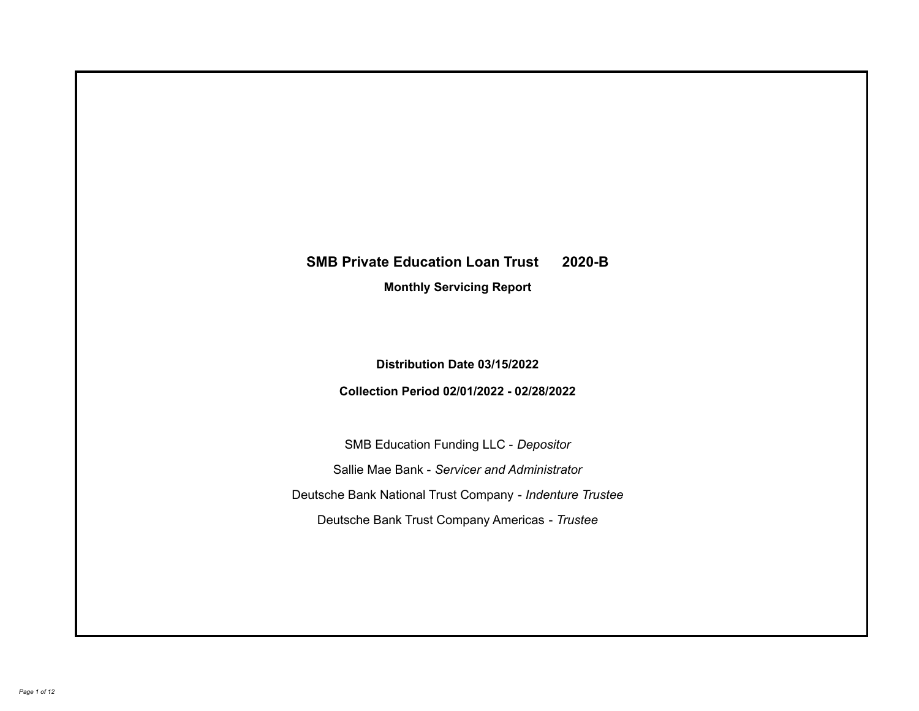# SMB Private Education Loan Trust 2020-B

## Monthly Servicing Report

**Distribution Date 03/15/2022**

**Collection Period 02/01/2022 - 02/28/2022**

SMB Education Funding LLC - *Depositor*

Sallie Mae Bank - *Servicer and Administrator*

Deutsche Bank National Trust Company - *Indenture Trustee*

Deutsche Bank Trust Company Americas - *Trustee*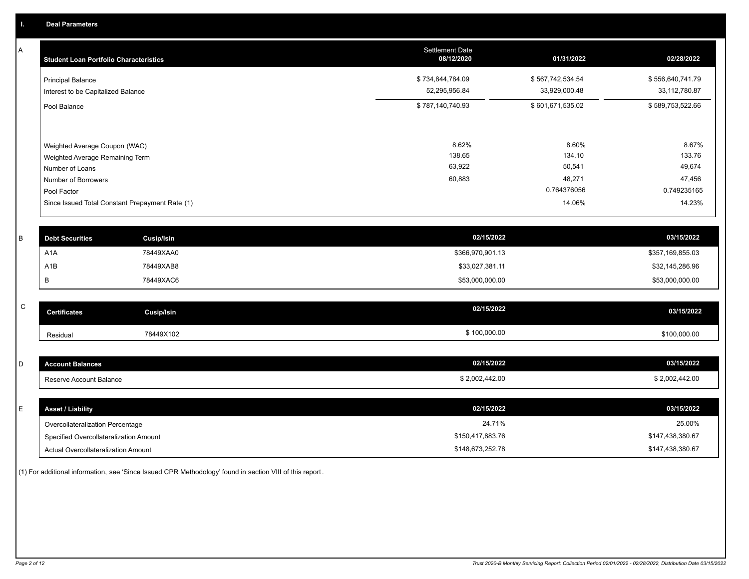## I. Deal Parameters

### A

| Student Loan Portfolio Characteristics | Settlement Date 08/12/2020 | 01/31/2022 | 02/28/2022 |
|---|---|---|---|
| Principal Balance | $ 734,844,784.09 | $ 567,742,534.54 | $ 556,640,741.79 |
| Interest to be Capitalized Balance | 52,295,956.84 | 33,929,000.48 | 33,112,780.87 |
| Pool Balance | $ 787,140,740.93 | $ 601,671,535.02 | $ 589,753,522.66 |
| Weighted Average Coupon (WAC) | 8.62% | 8.60% | 8.67% |
| Weighted Average Remaining Term | 138.65 | 134.10 | 133.76 |
| Number of Loans | 63,922 | 50,541 | 49,674 |
| Number of Borrowers | 60,883 | 48,271 | 47,456 |
| Pool Factor | | 0.764376056 | 0.749235165 |
| Since Issued Total Constant Prepayment Rate (1) | | 14.06% | 14.23% |

### B

| Debt Securities | Cusip/Isin | 02/15/2022 | 03/15/2022 |
|---|---|---|---|
| A1A | 78449XAA0 | $366,970,901.13 | $357,169,855.03 |
| A1B | 78449XAB8 | $33,027,381.11 | $32,145,286.96 |
| B | 78449XAC6 | $53,000,000.00 | $53,000,000.00 |

### C

| Certificates | Cusip/Isin | 02/15/2022 | 03/15/2022 |
|---|---|---|---|
| Residual | 78449X102 | $ 100,000.00 | $100,000.00 |

### D

| Account Balances | 02/15/2022 | 03/15/2022 |
|---|---|---|
| Reserve Account Balance | $ 2,002,442.00 | $ 2,002,442.00 |

### E

| Asset / Liability | 02/15/2022 | 03/15/2022 |
|---|---|---|
| Overcollateralization Percentage | 24.71% | 25.00% |
| Specified Overcollateralization Amount | $150,417,883.76 | $147,438,380.67 |
| Actual Overcollateralization Amount | $148,673,252.78 | $147,438,380.67 |

(1) For additional information, see 'Since Issued CPR Methodology' found in section VIII of this report.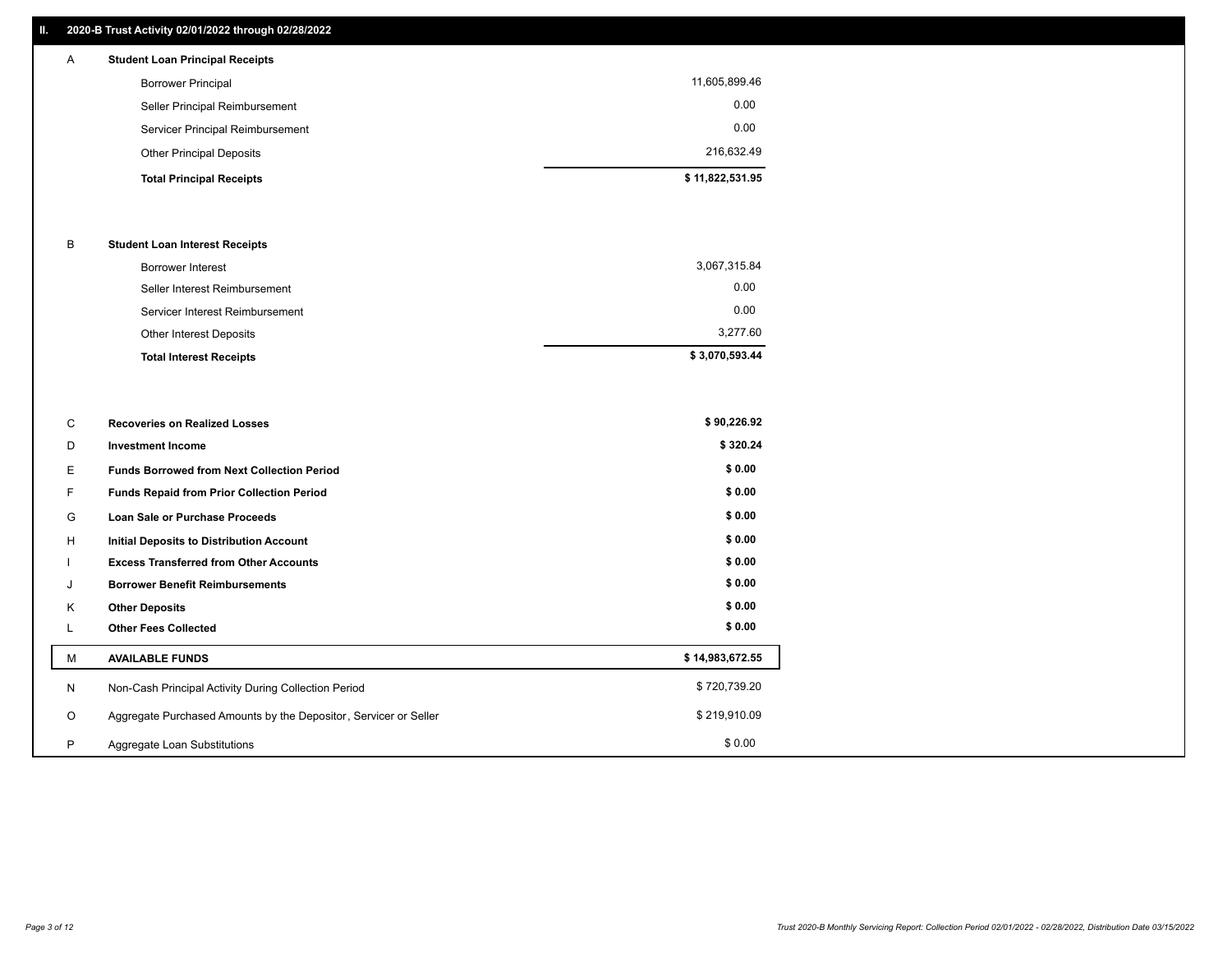## II. 2020-B Trust Activity 02/01/2022 through 02/28/2022

| | | |
|---|---|---|
| **A** | **Student Loan Principal Receipts** | |
| | Borrower Principal | 11,605,899.46 |
| | Seller Principal Reimbursement | 0.00 |
| | Servicer Principal Reimbursement | 0.00 |
| | Other Principal Deposits | 216,632.49 |
| | **Total Principal Receipts** | **$ 11,822,531.95** |
| **B** | **Student Loan Interest Receipts** | |
| | Borrower Interest | 3,067,315.84 |
| | Seller Interest Reimbursement | 0.00 |
| | Servicer Interest Reimbursement | 0.00 |
| | Other Interest Deposits | 3,277.60 |
| | **Total Interest Receipts** | **$ 3,070,593.44** |
| **C** | **Recoveries on Realized Losses** | **$ 90,226.92** |
| **D** | **Investment Income** | **$ 320.24** |
| **E** | **Funds Borrowed from Next Collection Period** | **$ 0.00** |
| **F** | **Funds Repaid from Prior Collection Period** | **$ 0.00** |
| **G** | **Loan Sale or Purchase Proceeds** | **$ 0.00** |
| **H** | **Initial Deposits to Distribution Account** | **$ 0.00** |
| **I** | **Excess Transferred from Other Accounts** | **$ 0.00** |
| **J** | **Borrower Benefit Reimbursements** | **$ 0.00** |
| **K** | **Other Deposits** | **$ 0.00** |
| **L** | **Other Fees Collected** | **$ 0.00** |
| **M** | **AVAILABLE FUNDS** | **$ 14,983,672.55** |
| N | Non-Cash Principal Activity During Collection Period | $ 720,739.20 |
| O | Aggregate Purchased Amounts by the Depositor, Servicer or Seller | $ 219,910.09 |
| P | Aggregate Loan Substitutions | $ 0.00 |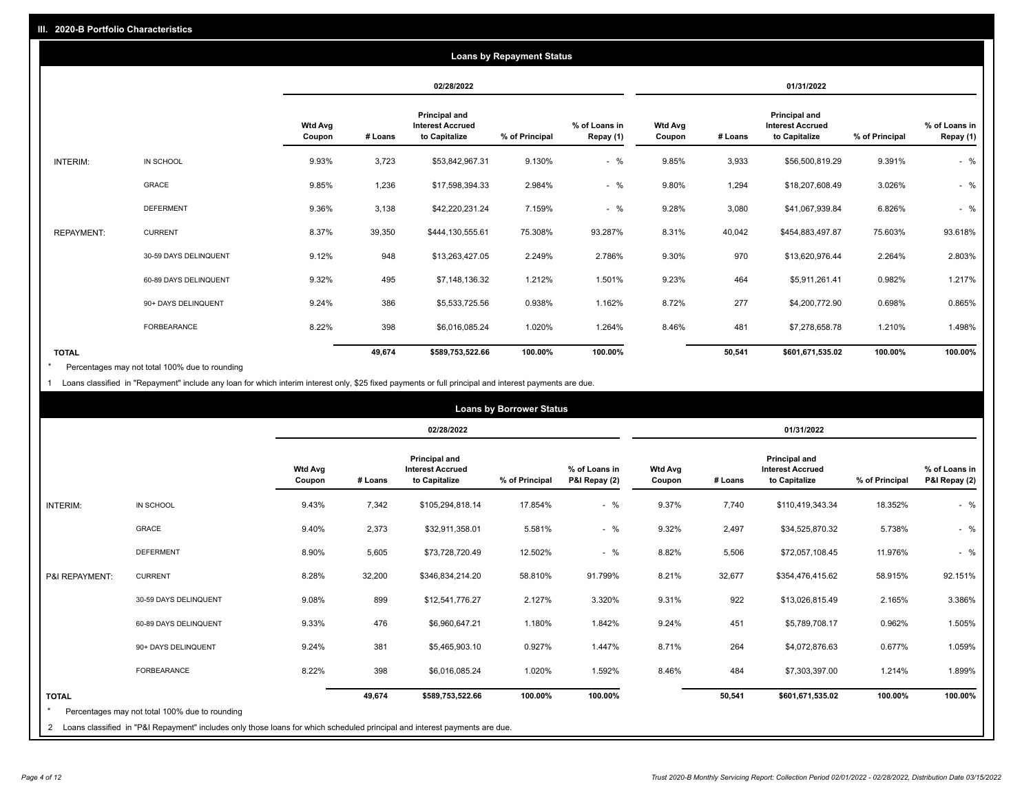## III. 2020-B Portfolio Characteristics

### Loans by Repayment Status

| | | 02/28/2022 | | | | | 01/31/2022 | | | | |
|---|---|---|---|---|---|---|---|---|---|---|---|
| | | Wtd Avg Coupon | # Loans | Principal and Interest Accrued to Capitalize | % of Principal | % of Loans in Repay (1) | Wtd Avg Coupon | # Loans | Principal and Interest Accrued to Capitalize | % of Principal | % of Loans in Repay (1) |
| INTERIM: | IN SCHOOL | 9.93% | 3,723 | $53,842,967.31 | 9.130% | - % | 9.85% | 3,933 | $56,500,819.29 | 9.391% | - % |
| | GRACE | 9.85% | 1,236 | $17,598,394.33 | 2.984% | - % | 9.80% | 1,294 | $18,207,608.49 | 3.026% | - % |
| | DEFERMENT | 9.36% | 3,138 | $42,220,231.24 | 7.159% | - % | 9.28% | 3,080 | $41,067,939.84 | 6.826% | - % |
| REPAYMENT: | CURRENT | 8.37% | 39,350 | $444,130,555.61 | 75.308% | 93.287% | 8.31% | 40,042 | $454,883,497.87 | 75.603% | 93.618% |
| | 30-59 DAYS DELINQUENT | 9.12% | 948 | $13,263,427.05 | 2.249% | 2.786% | 9.30% | 970 | $13,620,976.44 | 2.264% | 2.803% |
| | 60-89 DAYS DELINQUENT | 9.32% | 495 | $7,148,136.32 | 1.212% | 1.501% | 9.23% | 464 | $5,911,261.41 | 0.982% | 1.217% |
| | 90+ DAYS DELINQUENT | 9.24% | 386 | $5,533,725.56 | 0.938% | 1.162% | 8.72% | 277 | $4,200,772.90 | 0.698% | 0.865% |
| | FORBEARANCE | 8.22% | 398 | $6,016,085.24 | 1.020% | 1.264% | 8.46% | 481 | $7,278,658.78 | 1.210% | 1.498% |
| TOTAL | | | 49,674 | $589,753,522.66 | 100.00% | 100.00% | | 50,541 | $601,671,535.02 | 100.00% | 100.00% |

\* Percentages may not total 100% due to rounding

1 Loans classified in "Repayment" include any loan for which interim interest only, $25 fixed payments or full principal and interest payments are due.

### Loans by Borrower Status

| | | 02/28/2022 | | | | | 01/31/2022 | | | | |
|---|---|---|---|---|---|---|---|---|---|---|---|
| | | Wtd Avg Coupon | # Loans | Principal and Interest Accrued to Capitalize | % of Principal | % of Loans in P&I Repay (2) | Wtd Avg Coupon | # Loans | Principal and Interest Accrued to Capitalize | % of Principal | % of Loans in P&I Repay (2) |
| INTERIM: | IN SCHOOL | 9.43% | 7,342 | $105,294,818.14 | 17.854% | - % | 9.37% | 7,740 | $110,419,343.34 | 18.352% | - % |
| | GRACE | 9.40% | 2,373 | $32,911,358.01 | 5.581% | - % | 9.32% | 2,497 | $34,525,870.32 | 5.738% | - % |
| | DEFERMENT | 8.90% | 5,605 | $73,728,720.49 | 12.502% | - % | 8.82% | 5,506 | $72,057,108.45 | 11.976% | - % |
| P&I REPAYMENT: | CURRENT | 8.28% | 32,200 | $346,834,214.20 | 58.810% | 91.799% | 8.21% | 32,677 | $354,476,415.62 | 58.915% | 92.151% |
| | 30-59 DAYS DELINQUENT | 9.08% | 899 | $12,541,776.27 | 2.127% | 3.320% | 9.31% | 922 | $13,026,815.49 | 2.165% | 3.386% |
| | 60-89 DAYS DELINQUENT | 9.33% | 476 | $6,960,647.21 | 1.180% | 1.842% | 9.24% | 451 | $5,789,708.17 | 0.962% | 1.505% |
| | 90+ DAYS DELINQUENT | 9.24% | 381 | $5,465,903.10 | 0.927% | 1.447% | 8.71% | 264 | $4,072,876.63 | 0.677% | 1.059% |
| | FORBEARANCE | 8.22% | 398 | $6,016,085.24 | 1.020% | 1.592% | 8.46% | 484 | $7,303,397.00 | 1.214% | 1.899% |
| TOTAL | | | 49,674 | $589,753,522.66 | 100.00% | 100.00% | | 50,541 | $601,671,535.02 | 100.00% | 100.00% |

\* Percentages may not total 100% due to rounding

2 Loans classified in "P&I Repayment" includes only those loans for which scheduled principal and interest payments are due.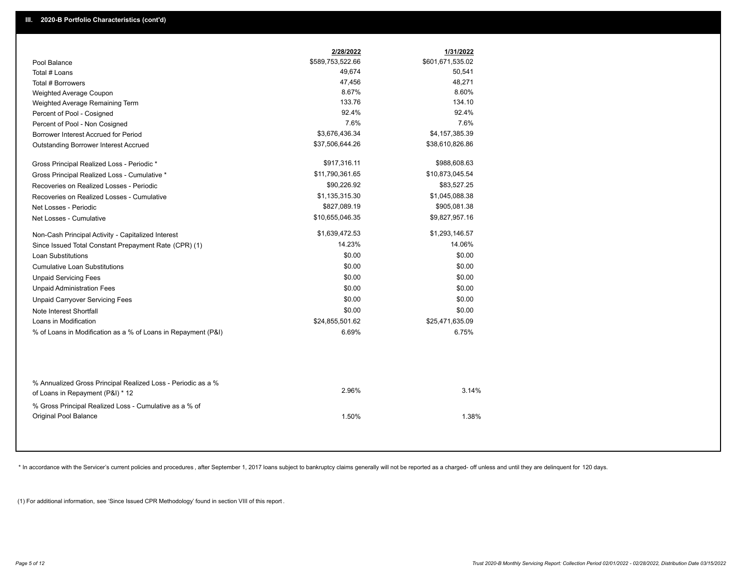## III. 2020-B Portfolio Characteristics (cont'd)

| | 2/28/2022 | 1/31/2022 |
|---|---|---|
| Pool Balance | $589,753,522.66 | $601,671,535.02 |
| Total # Loans | 49,674 | 50,541 |
| Total # Borrowers | 47,456 | 48,271 |
| Weighted Average Coupon | 8.67% | 8.60% |
| Weighted Average Remaining Term | 133.76 | 134.10 |
| Percent of Pool - Cosigned | 92.4% | 92.4% |
| Percent of Pool - Non Cosigned | 7.6% | 7.6% |
| Borrower Interest Accrued for Period | $3,676,436.34 | $4,157,385.39 |
| Outstanding Borrower Interest Accrued | $37,506,644.26 | $38,610,826.86 |
| Gross Principal Realized Loss - Periodic * | $917,316.11 | $988,608.63 |
| Gross Principal Realized Loss - Cumulative * | $11,790,361.65 | $10,873,045.54 |
| Recoveries on Realized Losses - Periodic | $90,226.92 | $83,527.25 |
| Recoveries on Realized Losses - Cumulative | $1,135,315.30 | $1,045,088.38 |
| Net Losses - Periodic | $827,089.19 | $905,081.38 |
| Net Losses - Cumulative | $10,655,046.35 | $9,827,957.16 |
| Non-Cash Principal Activity - Capitalized Interest | $1,639,472.53 | $1,293,146.57 |
| Since Issued Total Constant Prepayment Rate (CPR) (1) | 14.23% | 14.06% |
| Loan Substitutions | $0.00 | $0.00 |
| Cumulative Loan Substitutions | $0.00 | $0.00 |
| Unpaid Servicing Fees | $0.00 | $0.00 |
| Unpaid Administration Fees | $0.00 | $0.00 |
| Unpaid Carryover Servicing Fees | $0.00 | $0.00 |
| Note Interest Shortfall | $0.00 | $0.00 |
| Loans in Modification | $24,855,501.62 | $25,471,635.09 |
| % of Loans in Modification as a % of Loans in Repayment (P&I) | 6.69% | 6.75% |
| % Annualized Gross Principal Realized Loss - Periodic as a % of Loans in Repayment (P&I) * 12 | 2.96% | 3.14% |
| % Gross Principal Realized Loss - Cumulative as a % of Original Pool Balance | 1.50% | 1.38% |

* In accordance with the Servicer's current policies and procedures , after September 1, 2017 loans subject to bankruptcy claims generally will not be reported as a charged- off unless and until they are delinquent for 120 days.

(1) For additional information, see 'Since Issued CPR Methodology' found in section VIII of this report .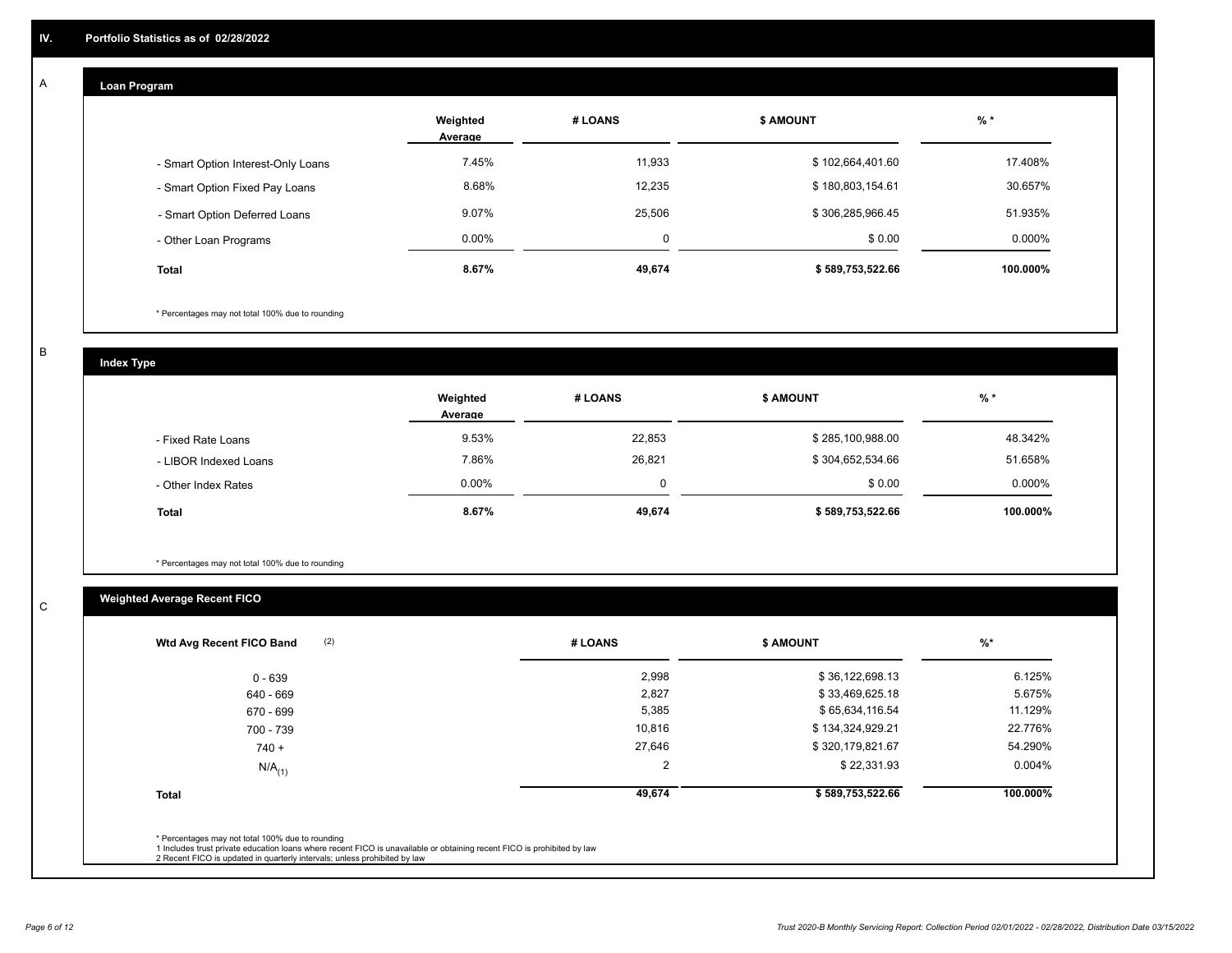## IV. Portfolio Statistics as of 02/28/2022

### A Loan Program

| | Weighted Average | # LOANS | $ AMOUNT | % * |
|---|---|---|---|---|
| - Smart Option Interest-Only Loans | 7.45% | 11,933 | $ 102,664,401.60 | 17.408% |
| - Smart Option Fixed Pay Loans | 8.68% | 12,235 | $ 180,803,154.61 | 30.657% |
| - Smart Option Deferred Loans | 9.07% | 25,506 | $ 306,285,966.45 | 51.935% |
| - Other Loan Programs | 0.00% | 0 | $ 0.00 | 0.000% |
| **Total** | **8.67%** | **49,674** | **$ 589,753,522.66** | **100.000%** |

\* Percentages may not total 100% due to rounding

### B Index Type

| | Weighted Average | # LOANS | $ AMOUNT | % * |
|---|---|---|---|---|
| - Fixed Rate Loans | 9.53% | 22,853 | $ 285,100,988.00 | 48.342% |
| - LIBOR Indexed Loans | 7.86% | 26,821 | $ 304,652,534.66 | 51.658% |
| - Other Index Rates | 0.00% | 0 | $ 0.00 | 0.000% |
| **Total** | **8.67%** | **49,674** | **$ 589,753,522.66** | **100.000%** |

\* Percentages may not total 100% due to rounding

### C Weighted Average Recent FICO

| Wtd Avg Recent FICO Band (2) | # LOANS | $ AMOUNT | %* |
|---|---|---|---|
| 0 - 639 | 2,998 | $ 36,122,698.13 | 6.125% |
| 640 - 669 | 2,827 | $ 33,469,625.18 | 5.675% |
| 670 - 699 | 5,385 | $ 65,634,116.54 | 11.129% |
| 700 - 739 | 10,816 | $ 134,324,929.21 | 22.776% |
| 740 + | 27,646 | $ 320,179,821.67 | 54.290% |
| $N/A_{(1)}$ | 2 | $ 22,331.93 | 0.004% |
| **Total** | **49,674** | **$ 589,753,522.66** | **100.000%** |

\* Percentages may not total 100% due to rounding
1 Includes trust private education loans where recent FICO is unavailable or obtaining recent FICO is prohibited by law
2 Recent FICO is updated in quarterly intervals; unless prohibited by law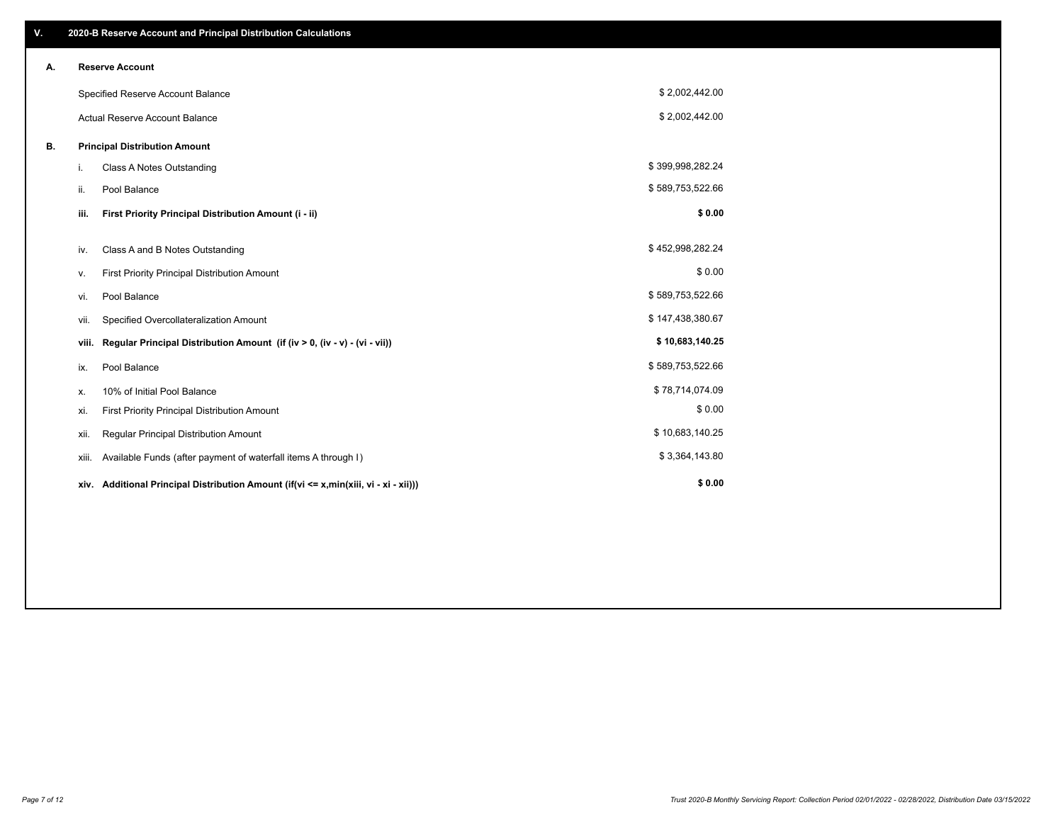## V. 2020-B Reserve Account and Principal Distribution Calculations

### A. Reserve Account

| | |
|---|---|
| Specified Reserve Account Balance | $ 2,002,442.00 |
| Actual Reserve Account Balance | $ 2,002,442.00 |

### B. Principal Distribution Amount

| | | |
|---|---|---|
| i. | Class A Notes Outstanding | $ 399,998,282.24 |
| ii. | Pool Balance | $ 589,753,522.66 |
| **iii.** | **First Priority Principal Distribution Amount (i - ii)** | **$ 0.00** |
| iv. | Class A and B Notes Outstanding | $ 452,998,282.24 |
| v. | First Priority Principal Distribution Amount | $ 0.00 |
| vi. | Pool Balance | $ 589,753,522.66 |
| vii. | Specified Overcollateralization Amount | $ 147,438,380.67 |
| **viii.** | **Regular Principal Distribution Amount (if (iv > 0, (iv - v) - (vi - vii))** | **$ 10,683,140.25** |
| ix. | Pool Balance | $ 589,753,522.66 |
| x. | 10% of Initial Pool Balance | $ 78,714,074.09 |
| xi. | First Priority Principal Distribution Amount | $ 0.00 |
| xii. | Regular Principal Distribution Amount | $ 10,683,140.25 |
| xiii. | Available Funds (after payment of waterfall items A through I) | $ 3,364,143.80 |
| **xiv.** | **Additional Principal Distribution Amount (if(vi <= x,min(xiii, vi - xi - xii)))** | **$ 0.00** |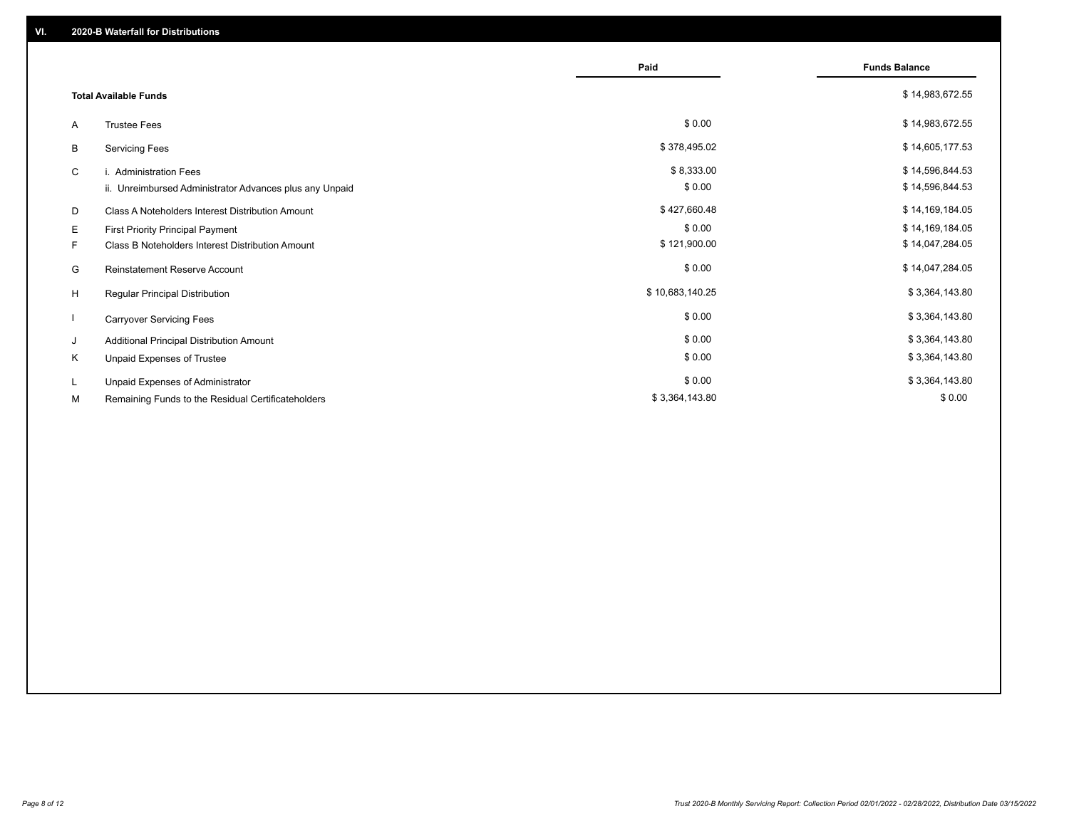## VI. 2020-B Waterfall for Distributions

| | | Paid | Funds Balance |
|---|---|---|---|
| | **Total Available Funds** | | $ 14,983,672.55 |
| A | Trustee Fees | $ 0.00 | $ 14,983,672.55 |
| B | Servicing Fees | $ 378,495.02 | $ 14,605,177.53 |
| C | i. Administration Fees | $ 8,333.00 | $ 14,596,844.53 |
| | ii. Unreimbursed Administrator Advances plus any Unpaid | $ 0.00 | $ 14,596,844.53 |
| D | Class A Noteholders Interest Distribution Amount | $ 427,660.48 | $ 14,169,184.05 |
| E | First Priority Principal Payment | $ 0.00 | $ 14,169,184.05 |
| F | Class B Noteholders Interest Distribution Amount | $ 121,900.00 | $ 14,047,284.05 |
| G | Reinstatement Reserve Account | $ 0.00 | $ 14,047,284.05 |
| H | Regular Principal Distribution | $ 10,683,140.25 | $ 3,364,143.80 |
| I | Carryover Servicing Fees | $ 0.00 | $ 3,364,143.80 |
| J | Additional Principal Distribution Amount | $ 0.00 | $ 3,364,143.80 |
| K | Unpaid Expenses of Trustee | $ 0.00 | $ 3,364,143.80 |
| L | Unpaid Expenses of Administrator | $ 0.00 | $ 3,364,143.80 |
| M | Remaining Funds to the Residual Certificateholders | $ 3,364,143.80 | $ 0.00 |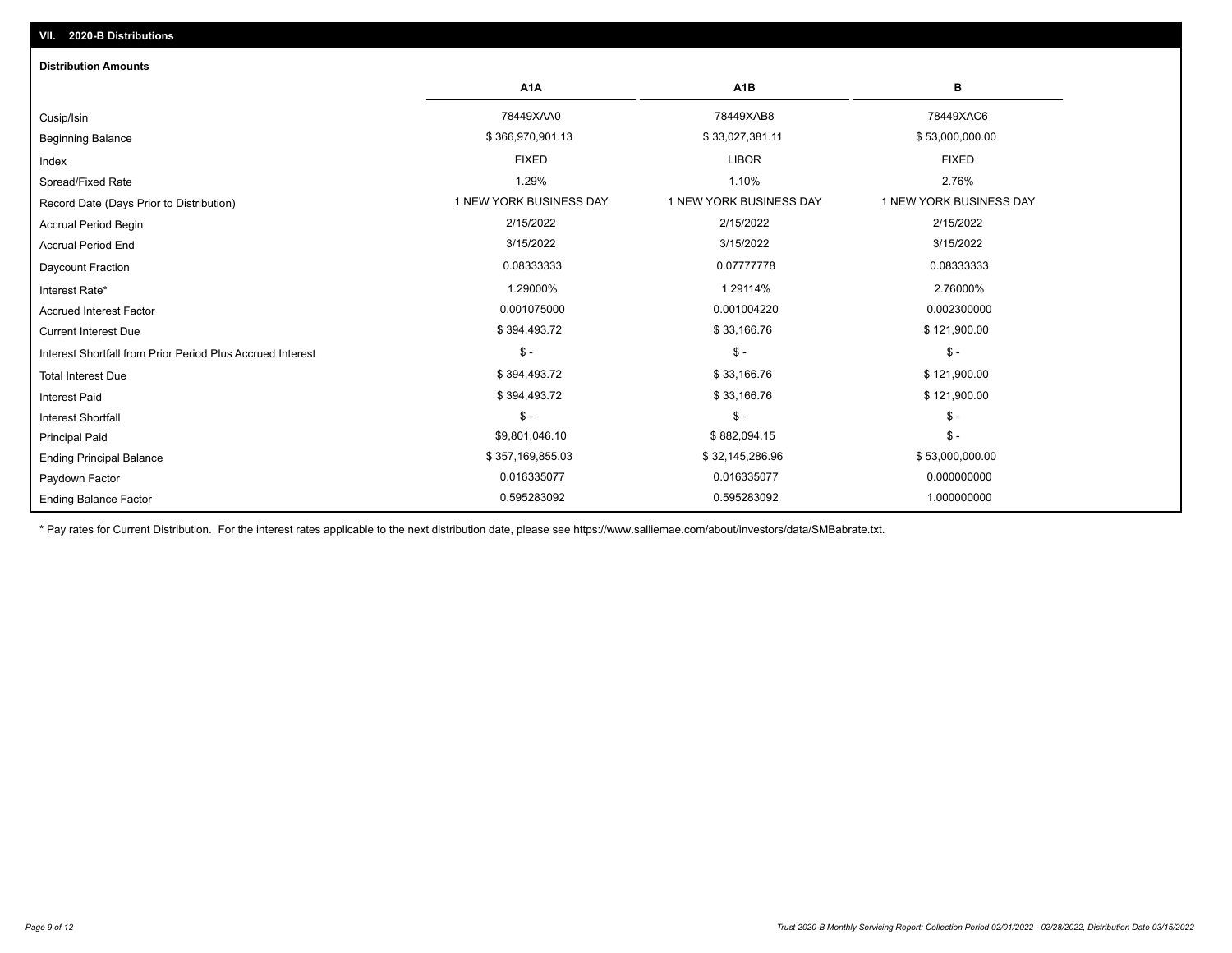## VII. 2020-B Distributions

### Distribution Amounts

| | A1A | A1B | B |
|---|---|---|---|
| Cusip/Isin | 78449XAA0 | 78449XAB8 | 78449XAC6 |
| Beginning Balance | $ 366,970,901.13 | $ 33,027,381.11 | $ 53,000,000.00 |
| Index | FIXED | LIBOR | FIXED |
| Spread/Fixed Rate | 1.29% | 1.10% | 2.76% |
| Record Date (Days Prior to Distribution) | 1 NEW YORK BUSINESS DAY | 1 NEW YORK BUSINESS DAY | 1 NEW YORK BUSINESS DAY |
| Accrual Period Begin | 2/15/2022 | 2/15/2022 | 2/15/2022 |
| Accrual Period End | 3/15/2022 | 3/15/2022 | 3/15/2022 |
| Daycount Fraction | 0.08333333 | 0.07777778 | 0.08333333 |
| Interest Rate* | 1.29000% | 1.29114% | 2.76000% |
| Accrued Interest Factor | 0.001075000 | 0.001004220 | 0.002300000 |
| Current Interest Due | $ 394,493.72 | $ 33,166.76 | $ 121,900.00 |
| Interest Shortfall from Prior Period Plus Accrued Interest | $ - | $ - | $ - |
| Total Interest Due | $ 394,493.72 | $ 33,166.76 | $ 121,900.00 |
| Interest Paid | $ 394,493.72 | $ 33,166.76 | $ 121,900.00 |
| Interest Shortfall | $ - | $ - | $ - |
| Principal Paid | $9,801,046.10 | $ 882,094.15 | $ - |
| Ending Principal Balance | $ 357,169,855.03 | $ 32,145,286.96 | $ 53,000,000.00 |
| Paydown Factor | 0.016335077 | 0.016335077 | 0.000000000 |
| Ending Balance Factor | 0.595283092 | 0.595283092 | 1.000000000 |

* Pay rates for Current Distribution. For the interest rates applicable to the next distribution date, please see https://www.salliemae.com/about/investors/data/SMBabrate.txt.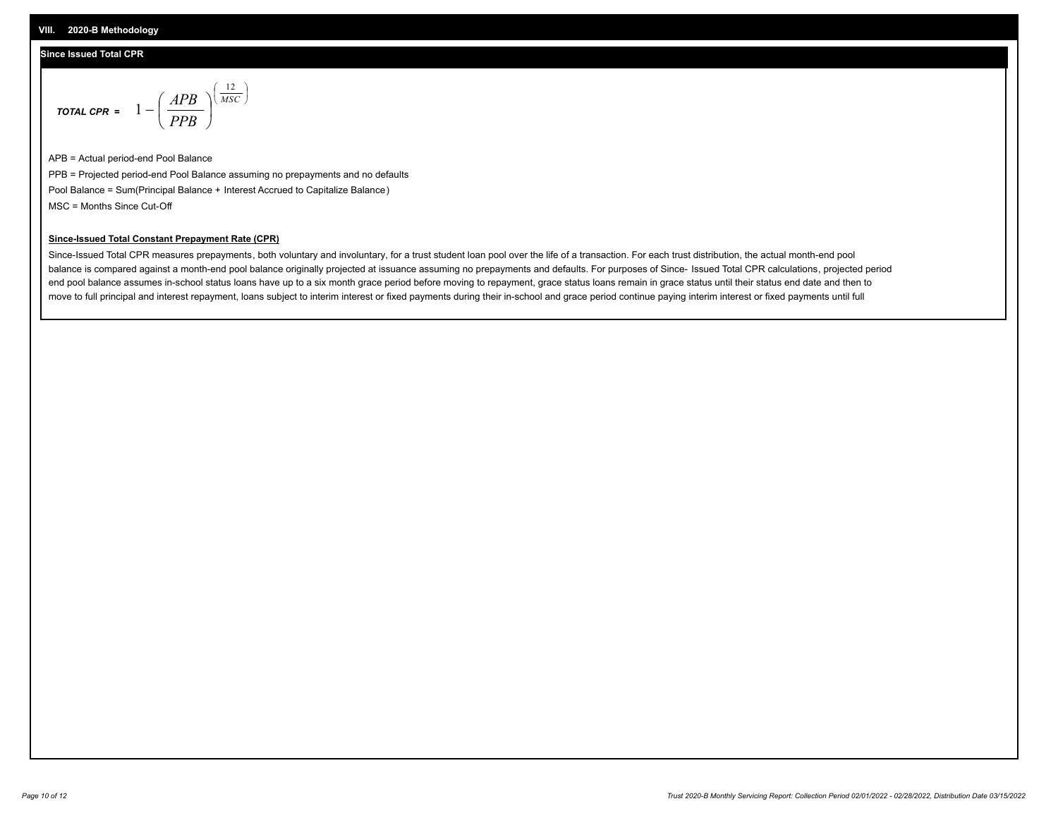## VIII. 2020-B Methodology

### Since Issued Total CPR

**_TOTAL CPR =_** $$1-\left(\frac{APB}{PPB}\right)^{\left(\frac{12}{MSC}\right)}$$

APB = Actual period-end Pool Balance

PPB = Projected period-end Pool Balance assuming no prepayments and no defaults

Pool Balance = Sum(Principal Balance + Interest Accrued to Capitalize Balance)

MSC = Months Since Cut-Off

**Since-Issued Total Constant Prepayment Rate (CPR)**

Since-Issued Total CPR measures prepayments, both voluntary and involuntary, for a trust student loan pool over the life of a transaction. For each trust distribution, the actual month-end pool balance is compared against a month-end pool balance originally projected at issuance assuming no prepayments and defaults. For purposes of Since- Issued Total CPR calculations, projected period end pool balance assumes in-school status loans have up to a six month grace period before moving to repayment, grace status loans remain in grace status until their status end date and then to move to full principal and interest repayment, loans subject to interim interest or fixed payments during their in-school and grace period continue paying interim interest or fixed payments until full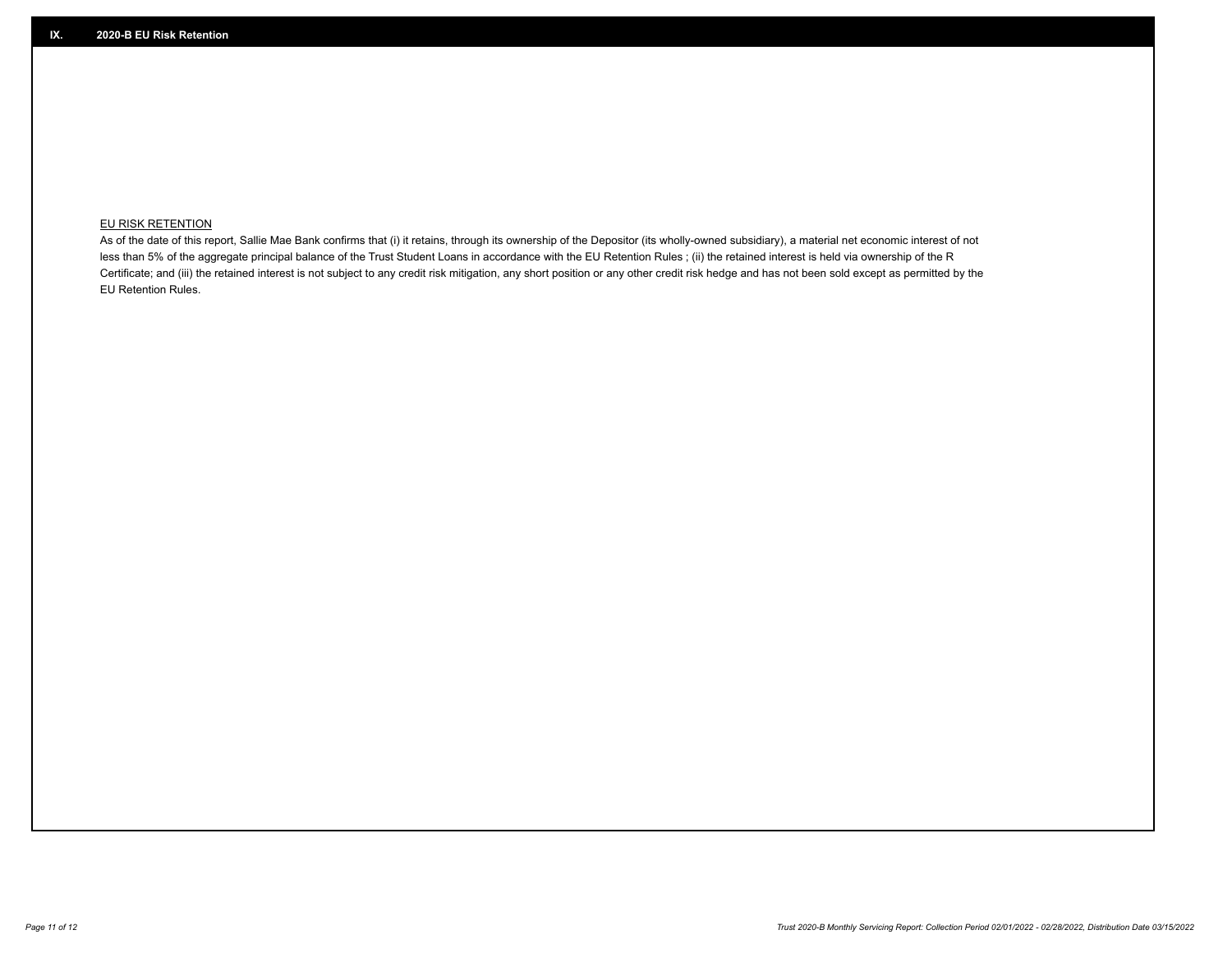## IX. 2020-B EU Risk Retention

EU RISK RETENTION

As of the date of this report, Sallie Mae Bank confirms that (i) it retains, through its ownership of the Depositor (its wholly-owned subsidiary), a material net economic interest of not less than 5% of the aggregate principal balance of the Trust Student Loans in accordance with the EU Retention Rules ; (ii) the retained interest is held via ownership of the R Certificate; and (iii) the retained interest is not subject to any credit risk mitigation, any short position or any other credit risk hedge and has not been sold except as permitted by the EU Retention Rules.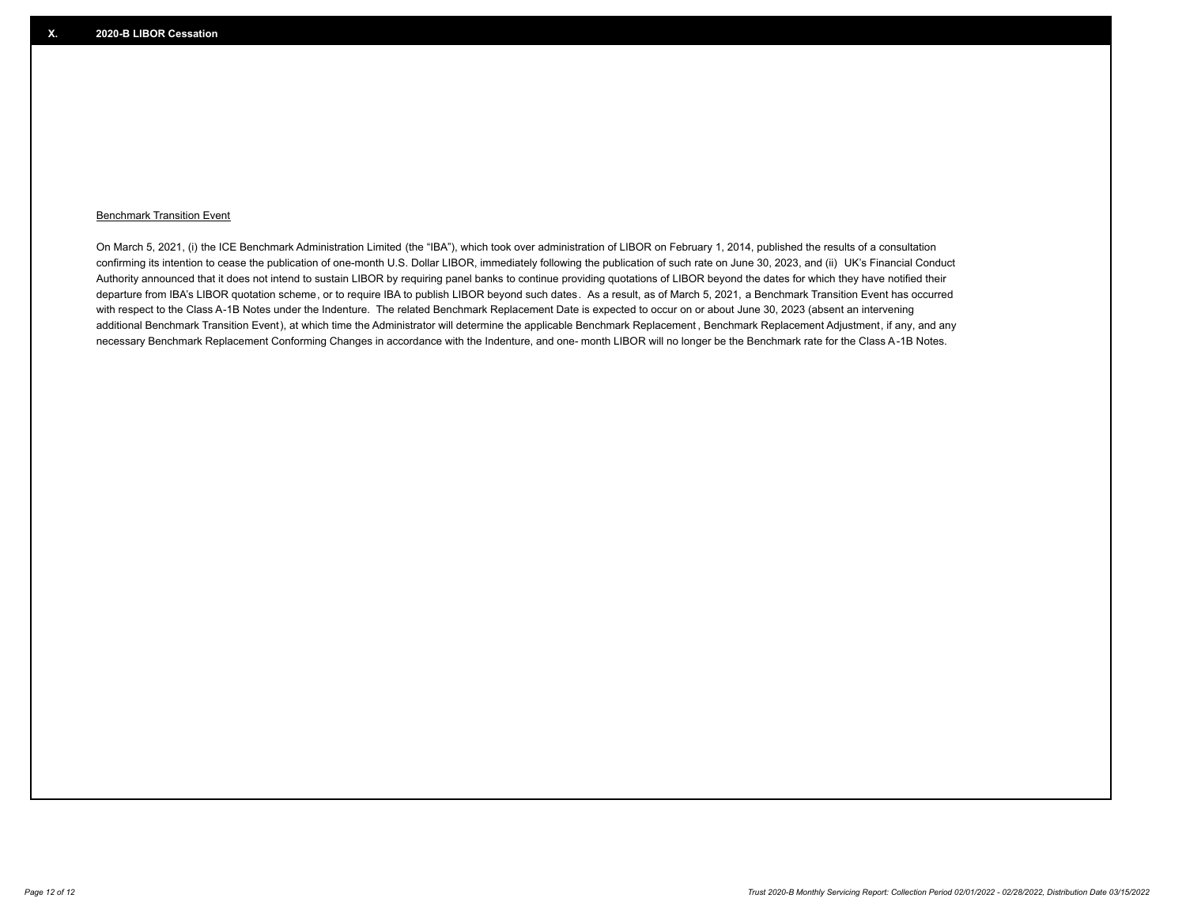## X. 2020-B LIBOR Cessation

Benchmark Transition Event

On March 5, 2021, (i) the ICE Benchmark Administration Limited (the "IBA"), which took over administration of LIBOR on February 1, 2014, published the results of a consultation confirming its intention to cease the publication of one-month U.S. Dollar LIBOR, immediately following the publication of such rate on June 30, 2023, and (ii) UK's Financial Conduct Authority announced that it does not intend to sustain LIBOR by requiring panel banks to continue providing quotations of LIBOR beyond the dates for which they have notified their departure from IBA's LIBOR quotation scheme, or to require IBA to publish LIBOR beyond such dates. As a result, as of March 5, 2021, a Benchmark Transition Event has occurred with respect to the Class A-1B Notes under the Indenture. The related Benchmark Replacement Date is expected to occur on or about June 30, 2023 (absent an intervening additional Benchmark Transition Event), at which time the Administrator will determine the applicable Benchmark Replacement, Benchmark Replacement Adjustment, if any, and any necessary Benchmark Replacement Conforming Changes in accordance with the Indenture, and one- month LIBOR will no longer be the Benchmark rate for the Class A-1B Notes.